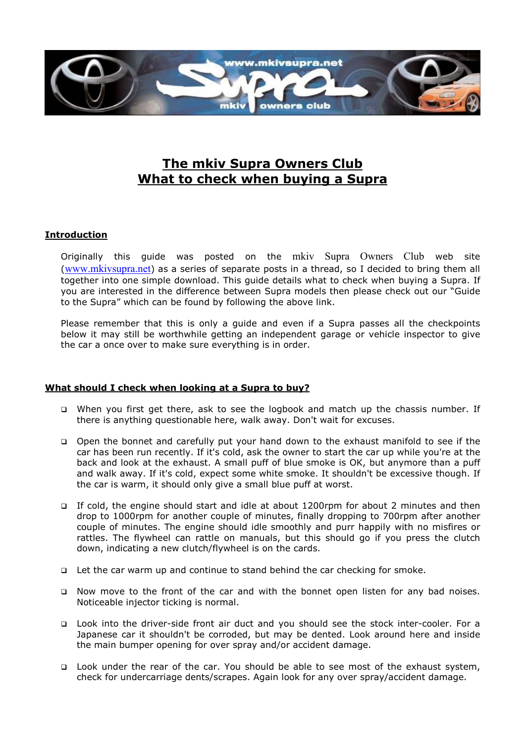# The mkiv Supra Owners Club
# What to check when buying a Supra

## Introduction

Originally this guide was posted on the mkiv Supra Owners Club web site (www.mkivsupra.net) as a series of separate posts in a thread, so I decided to bring them all together into one simple download. This guide details what to check when buying a Supra. If you are interested in the difference between Supra models then please check out our "Guide to the Supra" which can be found by following the above link.

Please remember that this is only a guide and even if a Supra passes all the checkpoints below it may still be worthwhile getting an independent garage or vehicle inspector to give the car a once over to make sure everything is in order.

## What should I check when looking at a Supra to buy?

- When you first get there, ask to see the logbook and match up the chassis number. If there is anything questionable here, walk away. Don't wait for excuses.
- Open the bonnet and carefully put your hand down to the exhaust manifold to see if the car has been run recently. If it's cold, ask the owner to start the car up while you're at the back and look at the exhaust. A small puff of blue smoke is OK, but anymore than a puff and walk away. If it's cold, expect some white smoke. It shouldn't be excessive though. If the car is warm, it should only give a small blue puff at worst.
- If cold, the engine should start and idle at about 1200rpm for about 2 minutes and then drop to 1000rpm for another couple of minutes, finally dropping to 700rpm after another couple of minutes. The engine should idle smoothly and purr happily with no misfires or rattles. The flywheel can rattle on manuals, but this should go if you press the clutch down, indicating a new clutch/flywheel is on the cards.
- Let the car warm up and continue to stand behind the car checking for smoke.
- Now move to the front of the car and with the bonnet open listen for any bad noises. Noticeable injector ticking is normal.
- Look into the driver-side front air duct and you should see the stock inter-cooler. For a Japanese car it shouldn't be corroded, but may be dented. Look around here and inside the main bumper opening for over spray and/or accident damage.
- Look under the rear of the car. You should be able to see most of the exhaust system, check for undercarriage dents/scrapes. Again look for any over spray/accident damage.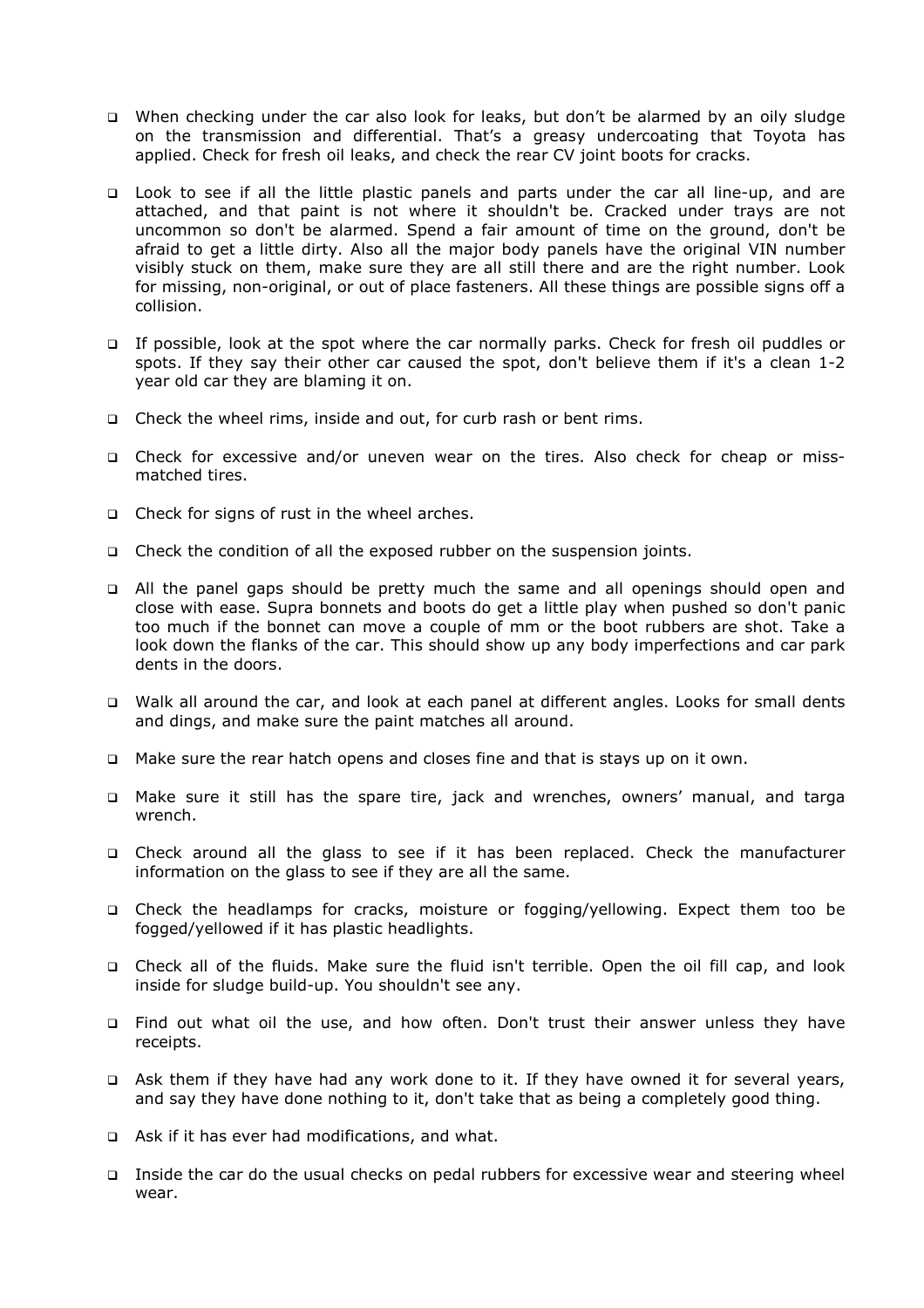- When checking under the car also look for leaks, but don’t be alarmed by an oily sludge on the transmission and differential. That’s a greasy undercoating that Toyota has applied. Check for fresh oil leaks, and check the rear CV joint boots for cracks.

- Look to see if all the little plastic panels and parts under the car all line-up, and are attached, and that paint is not where it shouldn't be. Cracked under trays are not uncommon so don't be alarmed. Spend a fair amount of time on the ground, don't be afraid to get a little dirty. Also all the major body panels have the original VIN number visibly stuck on them, make sure they are all still there and are the right number. Look for missing, non-original, or out of place fasteners. All these things are possible signs off a collision.

- If possible, look at the spot where the car normally parks. Check for fresh oil puddles or spots. If they say their other car caused the spot, don't believe them if it's a clean 1-2 year old car they are blaming it on.

- Check the wheel rims, inside and out, for curb rash or bent rims.

- Check for excessive and/or uneven wear on the tires. Also check for cheap or miss-matched tires.

- Check for signs of rust in the wheel arches.

- Check the condition of all the exposed rubber on the suspension joints.

- All the panel gaps should be pretty much the same and all openings should open and close with ease. Supra bonnets and boots do get a little play when pushed so don't panic too much if the bonnet can move a couple of mm or the boot rubbers are shot. Take a look down the flanks of the car. This should show up any body imperfections and car park dents in the doors.

- Walk all around the car, and look at each panel at different angles. Looks for small dents and dings, and make sure the paint matches all around.

- Make sure the rear hatch opens and closes fine and that is stays up on it own.

- Make sure it still has the spare tire, jack and wrenches, owners’ manual, and targa wrench.

- Check around all the glass to see if it has been replaced. Check the manufacturer information on the glass to see if they are all the same.

- Check the headlamps for cracks, moisture or fogging/yellowing. Expect them too be fogged/yellowed if it has plastic headlights.

- Check all of the fluids. Make sure the fluid isn't terrible. Open the oil fill cap, and look inside for sludge build-up. You shouldn't see any.

- Find out what oil the use, and how often. Don't trust their answer unless they have receipts.

- Ask them if they have had any work done to it. If they have owned it for several years, and say they have done nothing to it, don't take that as being a completely good thing.

- Ask if it has ever had modifications, and what.

- Inside the car do the usual checks on pedal rubbers for excessive wear and steering wheel wear.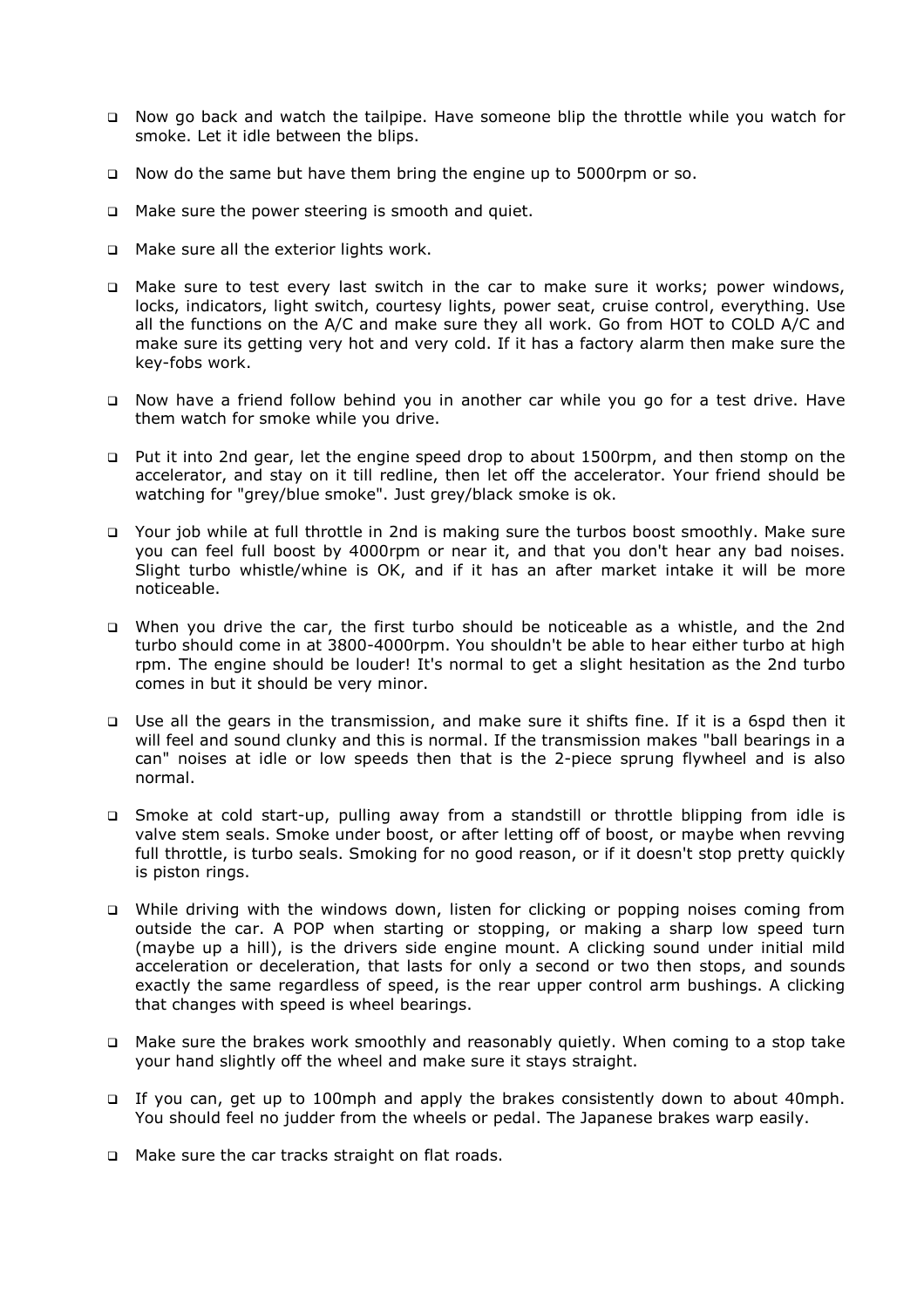- Now go back and watch the tailpipe. Have someone blip the throttle while you watch for smoke. Let it idle between the blips.

- Now do the same but have them bring the engine up to 5000rpm or so.

- Make sure the power steering is smooth and quiet.

- Make sure all the exterior lights work.

- Make sure to test every last switch in the car to make sure it works; power windows, locks, indicators, light switch, courtesy lights, power seat, cruise control, everything. Use all the functions on the A/C and make sure they all work. Go from HOT to COLD A/C and make sure its getting very hot and very cold. If it has a factory alarm then make sure the key-fobs work.

- Now have a friend follow behind you in another car while you go for a test drive. Have them watch for smoke while you drive.

- Put it into 2nd gear, let the engine speed drop to about 1500rpm, and then stomp on the accelerator, and stay on it till redline, then let off the accelerator. Your friend should be watching for "grey/blue smoke". Just grey/black smoke is ok.

- Your job while at full throttle in 2nd is making sure the turbos boost smoothly. Make sure you can feel full boost by 4000rpm or near it, and that you don't hear any bad noises. Slight turbo whistle/whine is OK, and if it has an after market intake it will be more noticeable.

- When you drive the car, the first turbo should be noticeable as a whistle, and the 2nd turbo should come in at 3800-4000rpm. You shouldn't be able to hear either turbo at high rpm. The engine should be louder! It's normal to get a slight hesitation as the 2nd turbo comes in but it should be very minor.

- Use all the gears in the transmission, and make sure it shifts fine. If it is a 6spd then it will feel and sound clunky and this is normal. If the transmission makes "ball bearings in a can" noises at idle or low speeds then that is the 2-piece sprung flywheel and is also normal.

- Smoke at cold start-up, pulling away from a standstill or throttle blipping from idle is valve stem seals. Smoke under boost, or after letting off of boost, or maybe when revving full throttle, is turbo seals. Smoking for no good reason, or if it doesn't stop pretty quickly is piston rings.

- While driving with the windows down, listen for clicking or popping noises coming from outside the car. A POP when starting or stopping, or making a sharp low speed turn (maybe up a hill), is the drivers side engine mount. A clicking sound under initial mild acceleration or deceleration, that lasts for only a second or two then stops, and sounds exactly the same regardless of speed, is the rear upper control arm bushings. A clicking that changes with speed is wheel bearings.

- Make sure the brakes work smoothly and reasonably quietly. When coming to a stop take your hand slightly off the wheel and make sure it stays straight.

- If you can, get up to 100mph and apply the brakes consistently down to about 40mph. You should feel no judder from the wheels or pedal. The Japanese brakes warp easily.

- Make sure the car tracks straight on flat roads.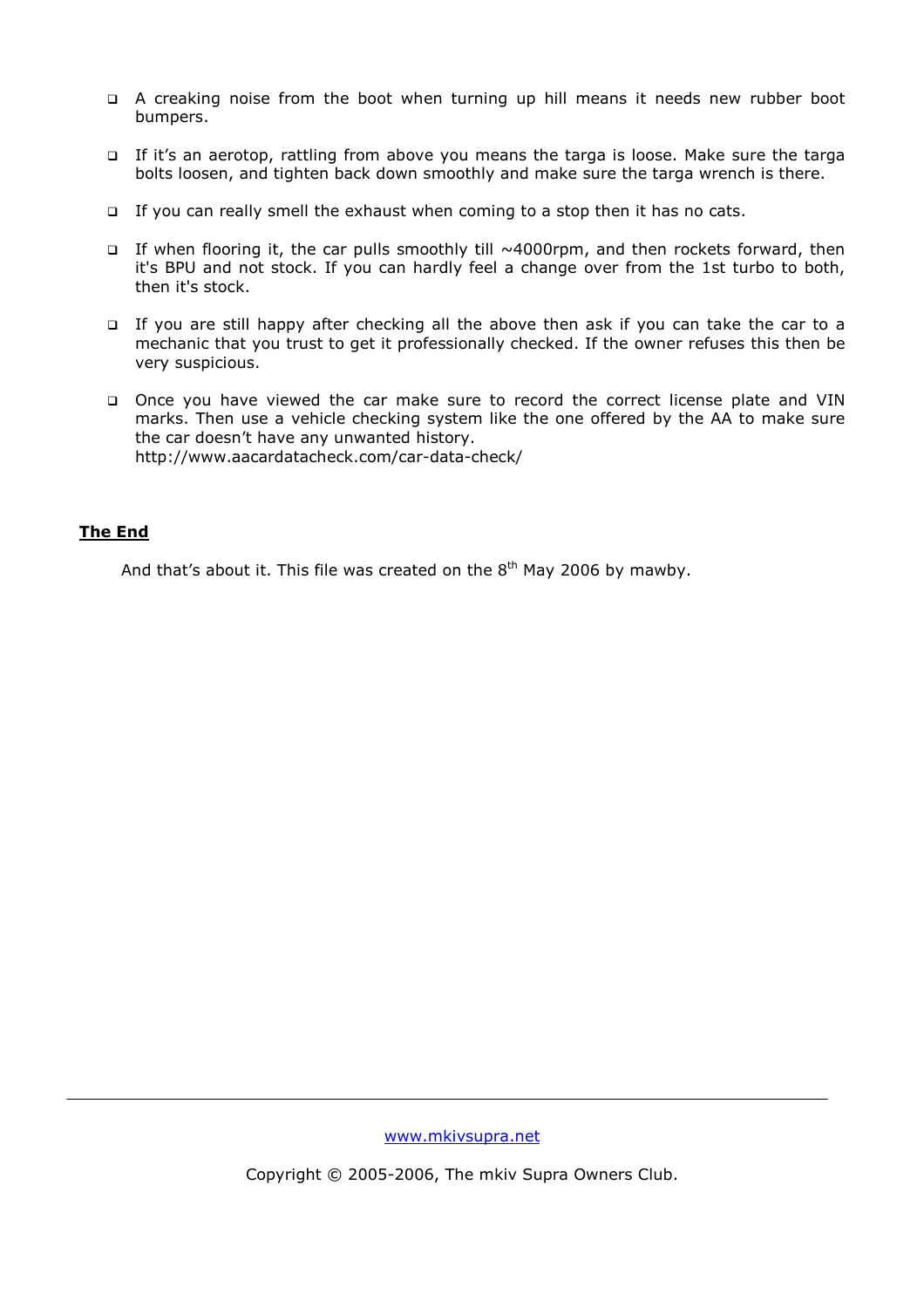- A creaking noise from the boot when turning up hill means it needs new rubber boot bumpers.

- If it's an aerotop, rattling from above you means the targa is loose. Make sure the targa bolts loosen, and tighten back down smoothly and make sure the targa wrench is there.

- If you can really smell the exhaust when coming to a stop then it has no cats.

- If when flooring it, the car pulls smoothly till ~4000rpm, and then rockets forward, then it's BPU and not stock. If you can hardly feel a change over from the 1st turbo to both, then it's stock.

- If you are still happy after checking all the above then ask if you can take the car to a mechanic that you trust to get it professionally checked. If the owner refuses this then be very suspicious.

- Once you have viewed the car make sure to record the correct license plate and VIN marks. Then use a vehicle checking system like the one offered by the AA to make sure the car doesn't have any unwanted history.
  http://www.aacardatacheck.com/car-data-check/

**The End**

And that's about it. This file was created on the 8th May 2006 by mawby.

www.mkivsupra.net

Copyright © 2005-2006, The mkiv Supra Owners Club.